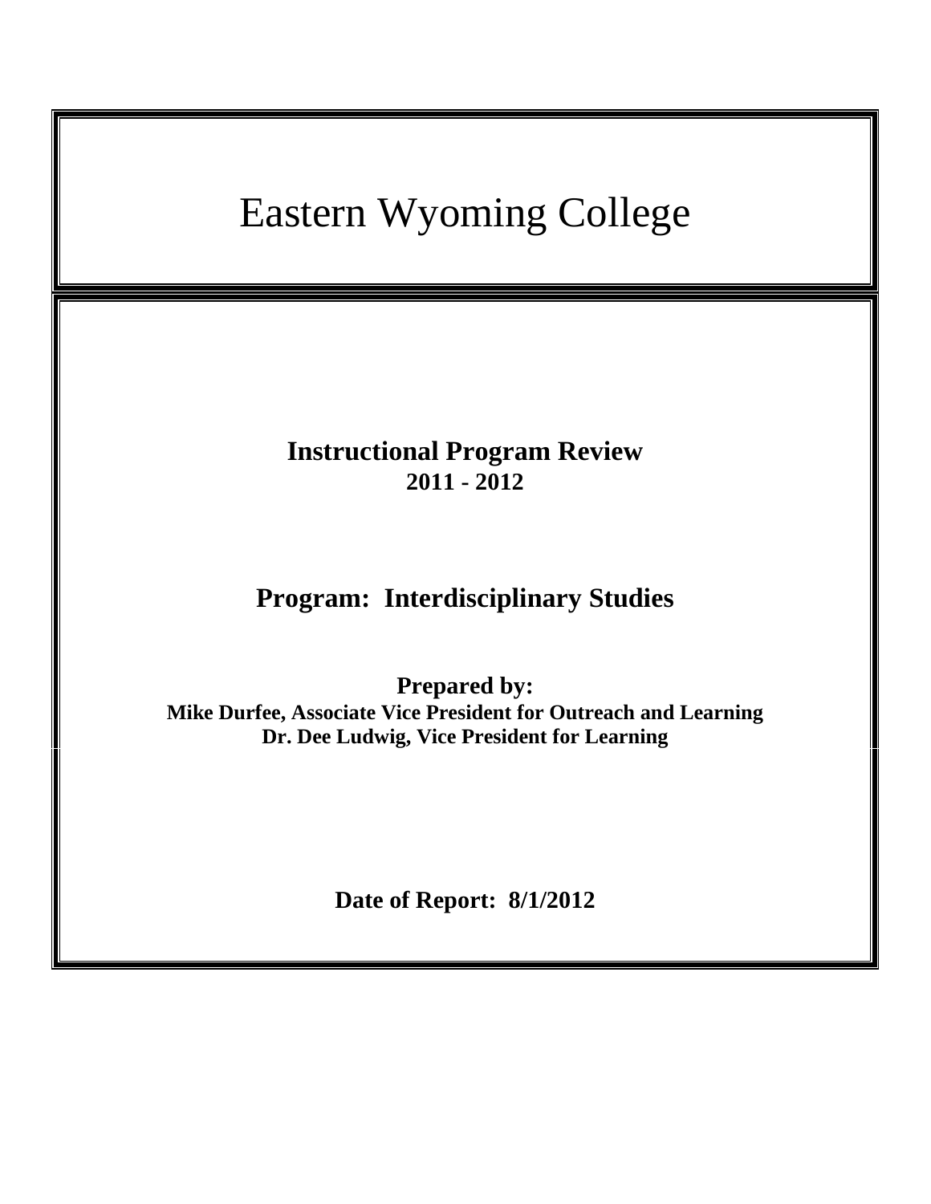# Eastern Wyoming College

## Instructional Program Review
**2011 - 2012**

## Program: Interdisciplinary Studies

**Prepared by:**
**Mike Durfee, Associate Vice President for Outreach and Learning**
**Dr. Dee Ludwig, Vice President for Learning**

**Date of Report: 8/1/2012**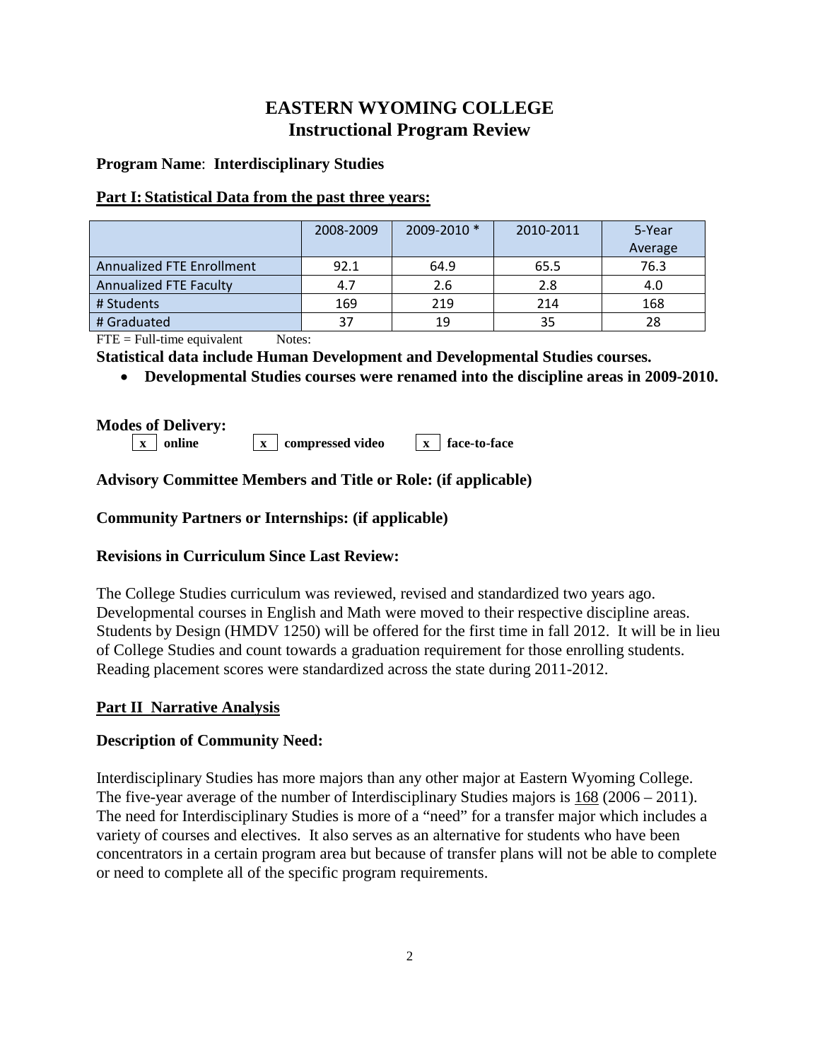# EASTERN WYOMING COLLEGE
## Instructional Program Review

**Program Name**: **Interdisciplinary Studies**

**Part I: Statistical Data from the past three years:**

| | 2008-2009 | 2009-2010 * | 2010-2011 | 5-Year Average |
|---|---|---|---|---|
| Annualized FTE Enrollment | 92.1 | 64.9 | 65.5 | 76.3 |
| Annualized FTE Faculty | 4.7 | 2.6 | 2.8 | 4.0 |
| # Students | 169 | 219 | 214 | 168 |
| # Graduated | 37 | 19 | 35 | 28 |

FTE = Full-time equivalent     Notes:

**Statistical data include Human Development and Developmental Studies courses.**

- **Developmental Studies courses were renamed into the discipline areas in 2009-2010.**

**Modes of Delivery:**

[x] **online**   [x] **compressed video**   [x] **face-to-face**

**Advisory Committee Members and Title or Role: (if applicable)**

**Community Partners or Internships: (if applicable)**

**Revisions in Curriculum Since Last Review:**

The College Studies curriculum was reviewed, revised and standardized two years ago. Developmental courses in English and Math were moved to their respective discipline areas. Students by Design (HMDV 1250) will be offered for the first time in fall 2012. It will be in lieu of College Studies and count towards a graduation requirement for those enrolling students. Reading placement scores were standardized across the state during 2011-2012.

**Part II Narrative Analysis**

**Description of Community Need:**

Interdisciplinary Studies has more majors than any other major at Eastern Wyoming College. The five-year average of the number of Interdisciplinary Studies majors is 168 (2006 – 2011). The need for Interdisciplinary Studies is more of a "need" for a transfer major which includes a variety of courses and electives. It also serves as an alternative for students who have been concentrators in a certain program area but because of transfer plans will not be able to complete or need to complete all of the specific program requirements.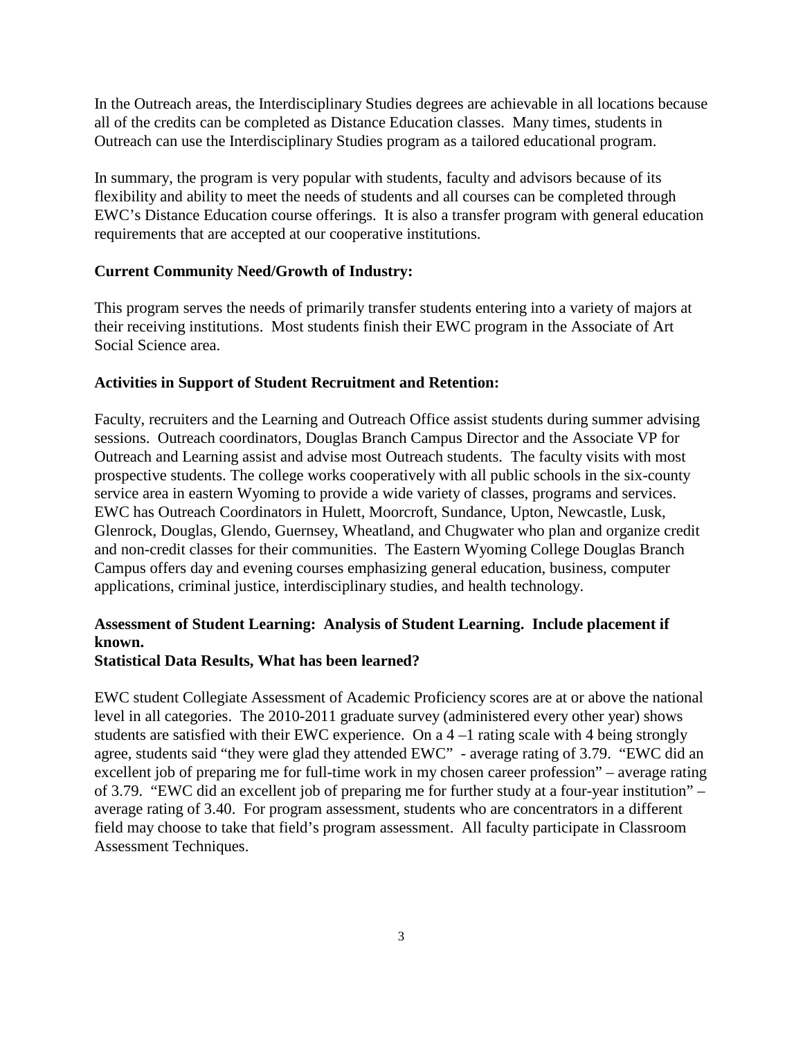In the Outreach areas, the Interdisciplinary Studies degrees are achievable in all locations because all of the credits can be completed as Distance Education classes. Many times, students in Outreach can use the Interdisciplinary Studies program as a tailored educational program.

In summary, the program is very popular with students, faculty and advisors because of its flexibility and ability to meet the needs of students and all courses can be completed through EWC's Distance Education course offerings. It is also a transfer program with general education requirements that are accepted at our cooperative institutions.

**Current Community Need/Growth of Industry:**

This program serves the needs of primarily transfer students entering into a variety of majors at their receiving institutions. Most students finish their EWC program in the Associate of Art Social Science area.

**Activities in Support of Student Recruitment and Retention:**

Faculty, recruiters and the Learning and Outreach Office assist students during summer advising sessions. Outreach coordinators, Douglas Branch Campus Director and the Associate VP for Outreach and Learning assist and advise most Outreach students. The faculty visits with most prospective students. The college works cooperatively with all public schools in the six-county service area in eastern Wyoming to provide a wide variety of classes, programs and services. EWC has Outreach Coordinators in Hulett, Moorcroft, Sundance, Upton, Newcastle, Lusk, Glenrock, Douglas, Glendo, Guernsey, Wheatland, and Chugwater who plan and organize credit and non-credit classes for their communities. The Eastern Wyoming College Douglas Branch Campus offers day and evening courses emphasizing general education, business, computer applications, criminal justice, interdisciplinary studies, and health technology.

**Assessment of Student Learning: Analysis of Student Learning. Include placement if known.**
**Statistical Data Results, What has been learned?**

EWC student Collegiate Assessment of Academic Proficiency scores are at or above the national level in all categories. The 2010-2011 graduate survey (administered every other year) shows students are satisfied with their EWC experience. On a 4 –1 rating scale with 4 being strongly agree, students said "they were glad they attended EWC" - average rating of 3.79. "EWC did an excellent job of preparing me for full-time work in my chosen career profession" – average rating of 3.79. "EWC did an excellent job of preparing me for further study at a four-year institution" – average rating of 3.40. For program assessment, students who are concentrators in a different field may choose to take that field's program assessment. All faculty participate in Classroom Assessment Techniques.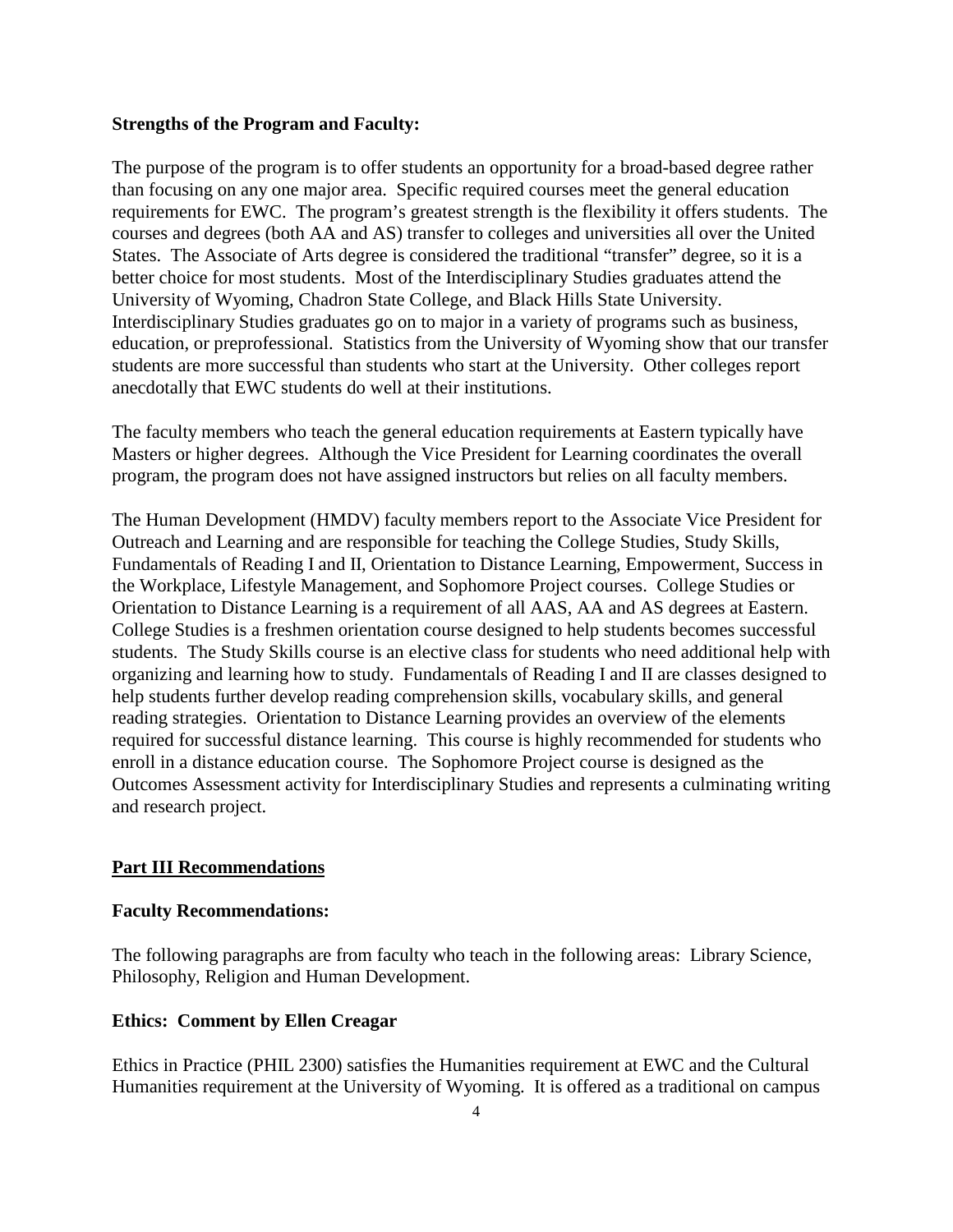**Strengths of the Program and Faculty:**

The purpose of the program is to offer students an opportunity for a broad-based degree rather than focusing on any one major area. Specific required courses meet the general education requirements for EWC. The program's greatest strength is the flexibility it offers students. The courses and degrees (both AA and AS) transfer to colleges and universities all over the United States. The Associate of Arts degree is considered the traditional "transfer" degree, so it is a better choice for most students. Most of the Interdisciplinary Studies graduates attend the University of Wyoming, Chadron State College, and Black Hills State University. Interdisciplinary Studies graduates go on to major in a variety of programs such as business, education, or preprofessional. Statistics from the University of Wyoming show that our transfer students are more successful than students who start at the University. Other colleges report anecdotally that EWC students do well at their institutions.

The faculty members who teach the general education requirements at Eastern typically have Masters or higher degrees. Although the Vice President for Learning coordinates the overall program, the program does not have assigned instructors but relies on all faculty members.

The Human Development (HMDV) faculty members report to the Associate Vice President for Outreach and Learning and are responsible for teaching the College Studies, Study Skills, Fundamentals of Reading I and II, Orientation to Distance Learning, Empowerment, Success in the Workplace, Lifestyle Management, and Sophomore Project courses. College Studies or Orientation to Distance Learning is a requirement of all AAS, AA and AS degrees at Eastern. College Studies is a freshmen orientation course designed to help students becomes successful students. The Study Skills course is an elective class for students who need additional help with organizing and learning how to study. Fundamentals of Reading I and II are classes designed to help students further develop reading comprehension skills, vocabulary skills, and general reading strategies. Orientation to Distance Learning provides an overview of the elements required for successful distance learning. This course is highly recommended for students who enroll in a distance education course. The Sophomore Project course is designed as the Outcomes Assessment activity for Interdisciplinary Studies and represents a culminating writing and research project.

## Part III Recommendations

**Faculty Recommendations:**

The following paragraphs are from faculty who teach in the following areas: Library Science, Philosophy, Religion and Human Development.

**Ethics: Comment by Ellen Creagar**

Ethics in Practice (PHIL 2300) satisfies the Humanities requirement at EWC and the Cultural Humanities requirement at the University of Wyoming. It is offered as a traditional on campus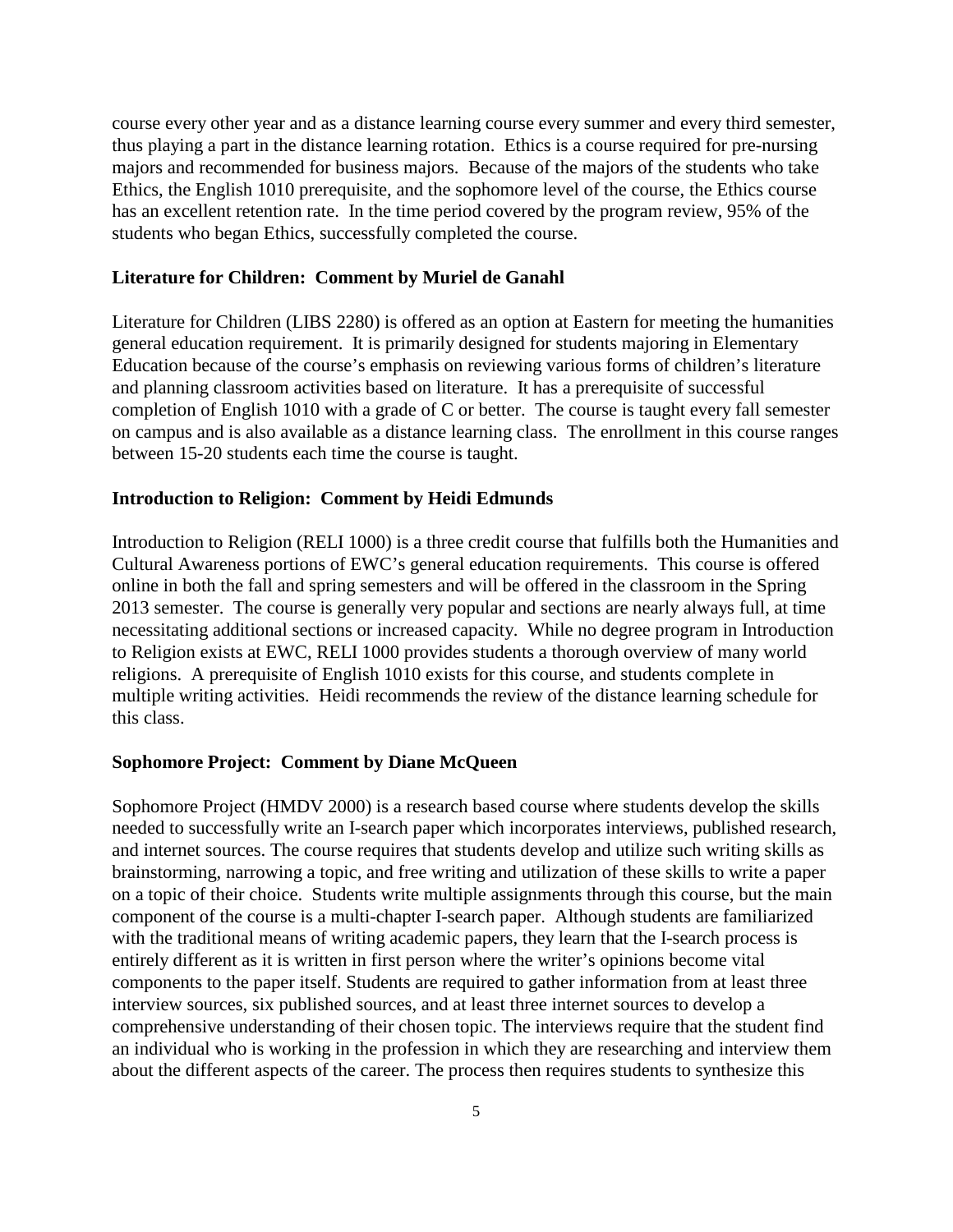course every other year and as a distance learning course every summer and every third semester, thus playing a part in the distance learning rotation. Ethics is a course required for pre-nursing majors and recommended for business majors. Because of the majors of the students who take Ethics, the English 1010 prerequisite, and the sophomore level of the course, the Ethics course has an excellent retention rate. In the time period covered by the program review, 95% of the students who began Ethics, successfully completed the course.

**Literature for Children: Comment by Muriel de Ganahl**

Literature for Children (LIBS 2280) is offered as an option at Eastern for meeting the humanities general education requirement. It is primarily designed for students majoring in Elementary Education because of the course's emphasis on reviewing various forms of children's literature and planning classroom activities based on literature. It has a prerequisite of successful completion of English 1010 with a grade of C or better. The course is taught every fall semester on campus and is also available as a distance learning class. The enrollment in this course ranges between 15-20 students each time the course is taught.

**Introduction to Religion: Comment by Heidi Edmunds**

Introduction to Religion (RELI 1000) is a three credit course that fulfills both the Humanities and Cultural Awareness portions of EWC's general education requirements. This course is offered online in both the fall and spring semesters and will be offered in the classroom in the Spring 2013 semester. The course is generally very popular and sections are nearly always full, at time necessitating additional sections or increased capacity. While no degree program in Introduction to Religion exists at EWC, RELI 1000 provides students a thorough overview of many world religions. A prerequisite of English 1010 exists for this course, and students complete in multiple writing activities. Heidi recommends the review of the distance learning schedule for this class.

**Sophomore Project: Comment by Diane McQueen**

Sophomore Project (HMDV 2000) is a research based course where students develop the skills needed to successfully write an I-search paper which incorporates interviews, published research, and internet sources. The course requires that students develop and utilize such writing skills as brainstorming, narrowing a topic, and free writing and utilization of these skills to write a paper on a topic of their choice. Students write multiple assignments through this course, but the main component of the course is a multi-chapter I-search paper. Although students are familiarized with the traditional means of writing academic papers, they learn that the I-search process is entirely different as it is written in first person where the writer's opinions become vital components to the paper itself. Students are required to gather information from at least three interview sources, six published sources, and at least three internet sources to develop a comprehensive understanding of their chosen topic. The interviews require that the student find an individual who is working in the profession in which they are researching and interview them about the different aspects of the career. The process then requires students to synthesize this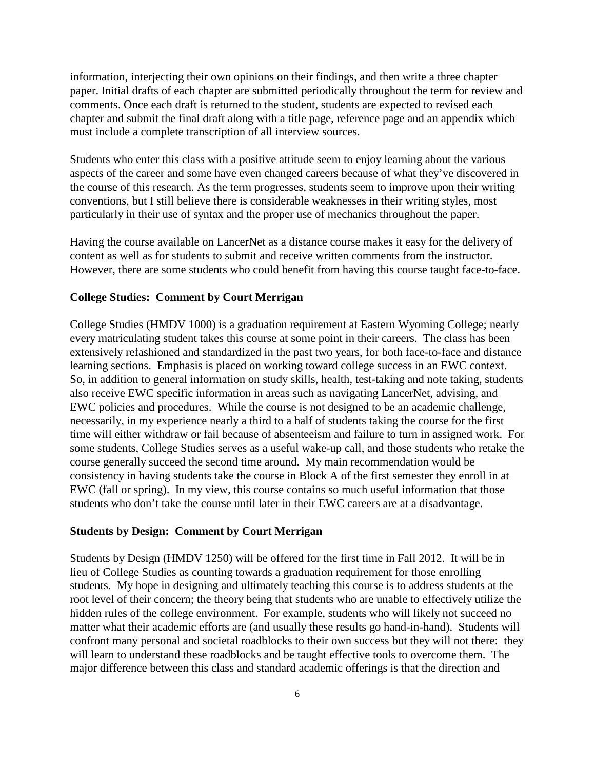information, interjecting their own opinions on their findings, and then write a three chapter paper. Initial drafts of each chapter are submitted periodically throughout the term for review and comments. Once each draft is returned to the student, students are expected to revised each chapter and submit the final draft along with a title page, reference page and an appendix which must include a complete transcription of all interview sources.

Students who enter this class with a positive attitude seem to enjoy learning about the various aspects of the career and some have even changed careers because of what they've discovered in the course of this research. As the term progresses, students seem to improve upon their writing conventions, but I still believe there is considerable weaknesses in their writing styles, most particularly in their use of syntax and the proper use of mechanics throughout the paper.

Having the course available on LancerNet as a distance course makes it easy for the delivery of content as well as for students to submit and receive written comments from the instructor. However, there are some students who could benefit from having this course taught face-to-face.

**College Studies: Comment by Court Merrigan**

College Studies (HMDV 1000) is a graduation requirement at Eastern Wyoming College; nearly every matriculating student takes this course at some point in their careers. The class has been extensively refashioned and standardized in the past two years, for both face-to-face and distance learning sections. Emphasis is placed on working toward college success in an EWC context. So, in addition to general information on study skills, health, test-taking and note taking, students also receive EWC specific information in areas such as navigating LancerNet, advising, and EWC policies and procedures. While the course is not designed to be an academic challenge, necessarily, in my experience nearly a third to a half of students taking the course for the first time will either withdraw or fail because of absenteeism and failure to turn in assigned work. For some students, College Studies serves as a useful wake-up call, and those students who retake the course generally succeed the second time around. My main recommendation would be consistency in having students take the course in Block A of the first semester they enroll in at EWC (fall or spring). In my view, this course contains so much useful information that those students who don't take the course until later in their EWC careers are at a disadvantage.

**Students by Design: Comment by Court Merrigan**

Students by Design (HMDV 1250) will be offered for the first time in Fall 2012. It will be in lieu of College Studies as counting towards a graduation requirement for those enrolling students. My hope in designing and ultimately teaching this course is to address students at the root level of their concern; the theory being that students who are unable to effectively utilize the hidden rules of the college environment. For example, students who will likely not succeed no matter what their academic efforts are (and usually these results go hand-in-hand). Students will confront many personal and societal roadblocks to their own success but they will not there: they will learn to understand these roadblocks and be taught effective tools to overcome them. The major difference between this class and standard academic offerings is that the direction and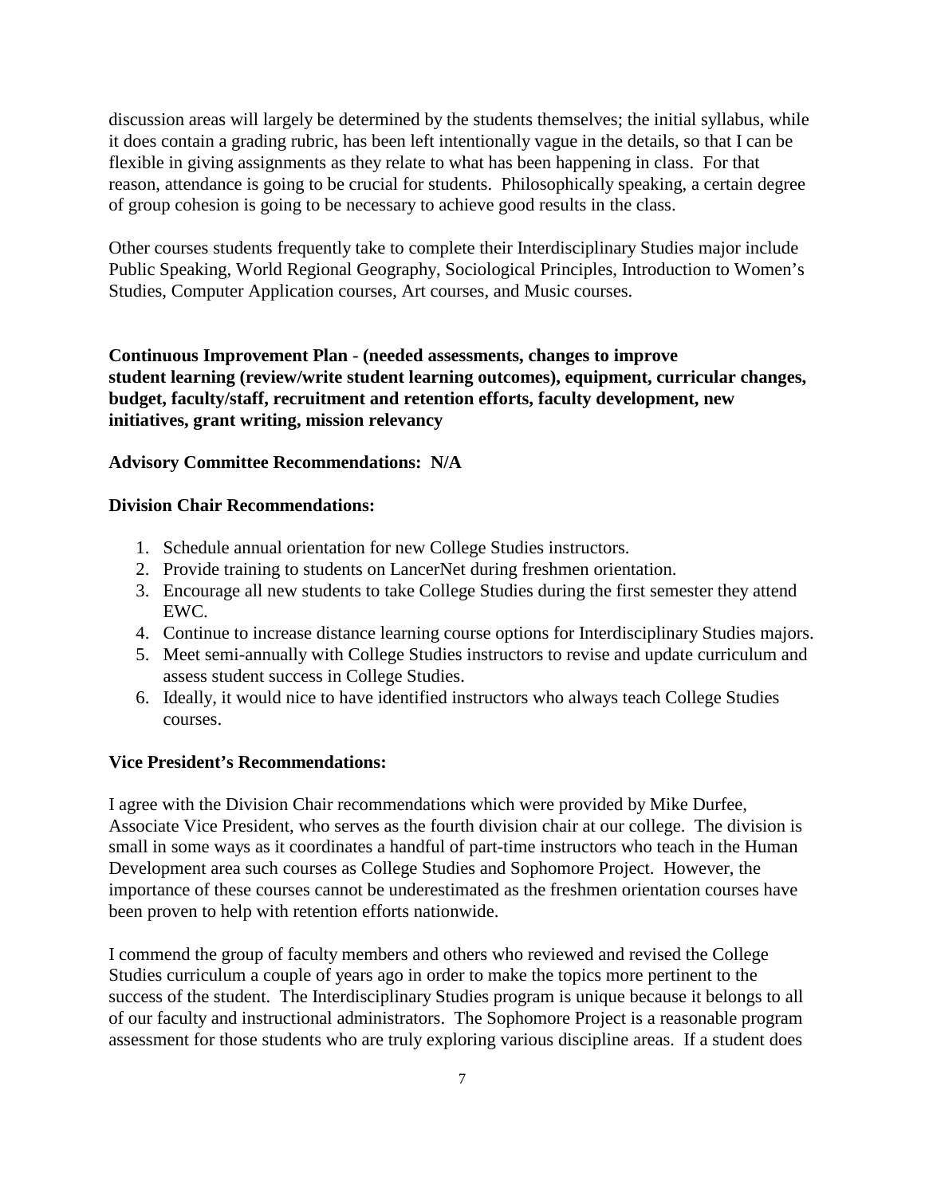discussion areas will largely be determined by the students themselves; the initial syllabus, while it does contain a grading rubric, has been left intentionally vague in the details, so that I can be flexible in giving assignments as they relate to what has been happening in class. For that reason, attendance is going to be crucial for students. Philosophically speaking, a certain degree of group cohesion is going to be necessary to achieve good results in the class.

Other courses students frequently take to complete their Interdisciplinary Studies major include Public Speaking, World Regional Geography, Sociological Principles, Introduction to Women's Studies, Computer Application courses, Art courses, and Music courses.

**Continuous Improvement Plan - (needed assessments, changes to improve student learning (review/write student learning outcomes), equipment, curricular changes, budget, faculty/staff, recruitment and retention efforts, faculty development, new initiatives, grant writing, mission relevancy**

**Advisory Committee Recommendations: N/A**

**Division Chair Recommendations:**

1. Schedule annual orientation for new College Studies instructors.
2. Provide training to students on LancerNet during freshmen orientation.
3. Encourage all new students to take College Studies during the first semester they attend EWC.
4. Continue to increase distance learning course options for Interdisciplinary Studies majors.
5. Meet semi-annually with College Studies instructors to revise and update curriculum and assess student success in College Studies.
6. Ideally, it would nice to have identified instructors who always teach College Studies courses.

**Vice President's Recommendations:**

I agree with the Division Chair recommendations which were provided by Mike Durfee, Associate Vice President, who serves as the fourth division chair at our college. The division is small in some ways as it coordinates a handful of part-time instructors who teach in the Human Development area such courses as College Studies and Sophomore Project. However, the importance of these courses cannot be underestimated as the freshmen orientation courses have been proven to help with retention efforts nationwide.

I commend the group of faculty members and others who reviewed and revised the College Studies curriculum a couple of years ago in order to make the topics more pertinent to the success of the student. The Interdisciplinary Studies program is unique because it belongs to all of our faculty and instructional administrators. The Sophomore Project is a reasonable program assessment for those students who are truly exploring various discipline areas. If a student does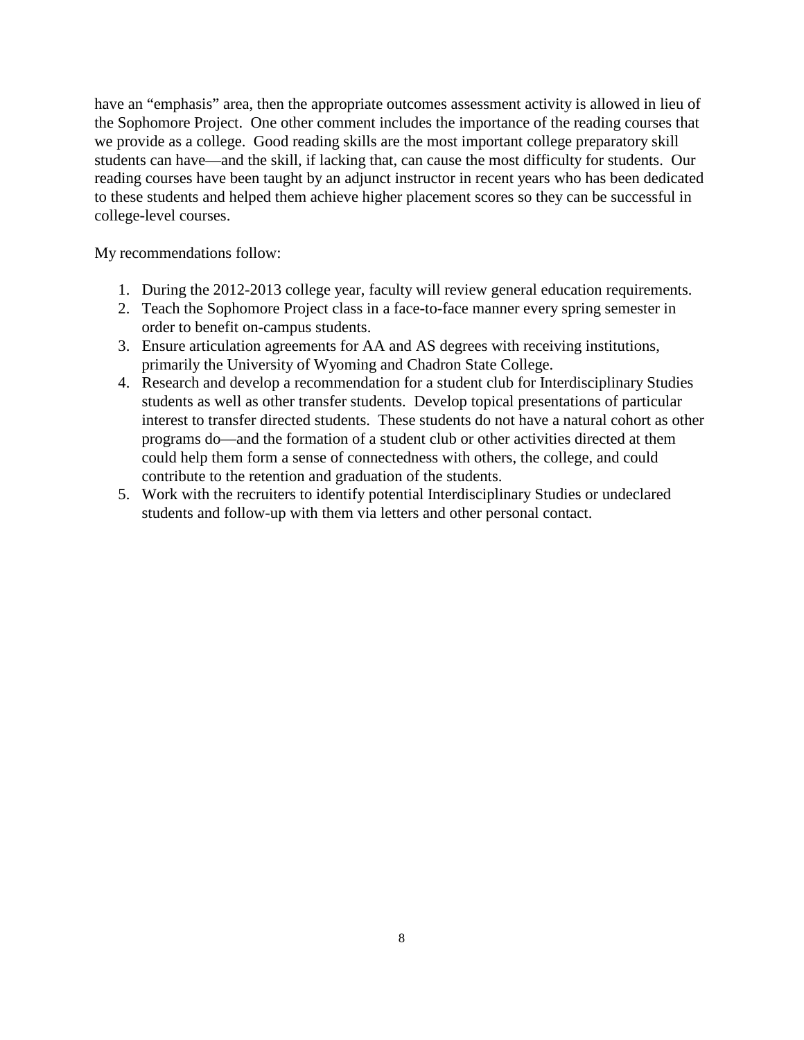have an "emphasis" area, then the appropriate outcomes assessment activity is allowed in lieu of the Sophomore Project. One other comment includes the importance of the reading courses that we provide as a college. Good reading skills are the most important college preparatory skill students can have—and the skill, if lacking that, can cause the most difficulty for students. Our reading courses have been taught by an adjunct instructor in recent years who has been dedicated to these students and helped them achieve higher placement scores so they can be successful in college-level courses.

My recommendations follow:

1. During the 2012-2013 college year, faculty will review general education requirements.
2. Teach the Sophomore Project class in a face-to-face manner every spring semester in order to benefit on-campus students.
3. Ensure articulation agreements for AA and AS degrees with receiving institutions, primarily the University of Wyoming and Chadron State College.
4. Research and develop a recommendation for a student club for Interdisciplinary Studies students as well as other transfer students. Develop topical presentations of particular interest to transfer directed students. These students do not have a natural cohort as other programs do—and the formation of a student club or other activities directed at them could help them form a sense of connectedness with others, the college, and could contribute to the retention and graduation of the students.
5. Work with the recruiters to identify potential Interdisciplinary Studies or undeclared students and follow-up with them via letters and other personal contact.